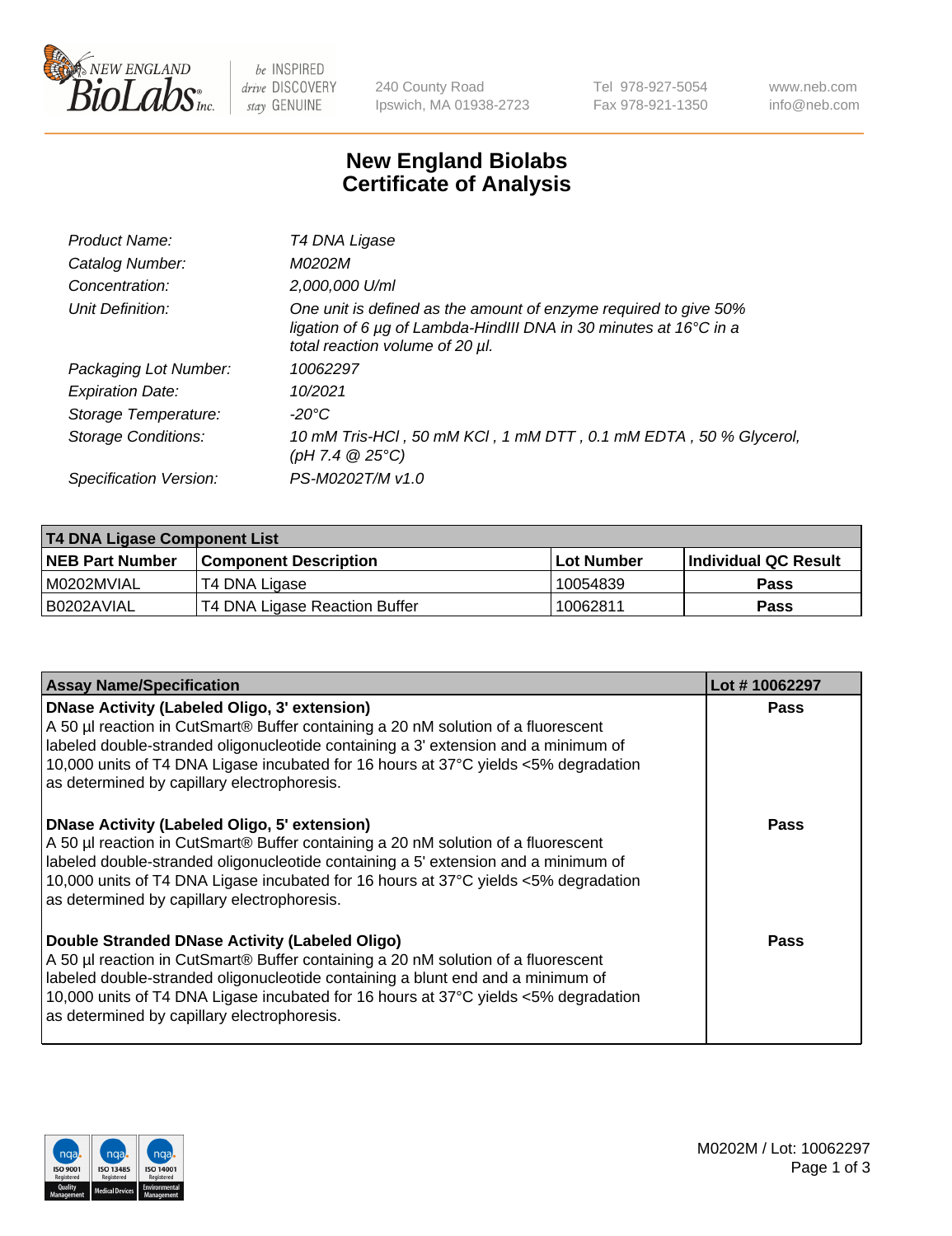# New England Biolabs Certificate of Analysis

| | |
|---|---|
| Product Name: | *T4 DNA Ligase* |
| Catalog Number: | *M0202M* |
| Concentration: | *2,000,000 U/ml* |
| Unit Definition: | *One unit is defined as the amount of enzyme required to give 50% ligation of 6 µg of Lambda-HindIII DNA in 30 minutes at 16°C in a total reaction volume of 20 µl.* |
| Packaging Lot Number: | *10062297* |
| Expiration Date: | *10/2021* |
| Storage Temperature: | *-20°C* |
| Storage Conditions: | *10 mM Tris-HCl , 50 mM KCl , 1 mM DTT , 0.1 mM EDTA , 50 % Glycerol, (pH 7.4 @ 25°C)* |
| Specification Version: | *PS-M0202T/M v1.0* |

| T4 DNA Ligase Component List | | | |
|---|---|---|---|
| **NEB Part Number** | **Component Description** | **Lot Number** | **Individual QC Result** |
| M0202MVIAL | T4 DNA Ligase | 10054839 | Pass |
| B0202AVIAL | T4 DNA Ligase Reaction Buffer | 10062811 | Pass |

| Assay Name/Specification | Lot # 10062297 |
|---|---|
| **DNase Activity (Labeled Oligo, 3' extension)** A 50 µl reaction in CutSmart® Buffer containing a 20 nM solution of a fluorescent labeled double-stranded oligonucleotide containing a 3' extension and a minimum of 10,000 units of T4 DNA Ligase incubated for 16 hours at 37°C yields <5% degradation as determined by capillary electrophoresis. | Pass |
| **DNase Activity (Labeled Oligo, 5' extension)** A 50 µl reaction in CutSmart® Buffer containing a 20 nM solution of a fluorescent labeled double-stranded oligonucleotide containing a 5' extension and a minimum of 10,000 units of T4 DNA Ligase incubated for 16 hours at 37°C yields <5% degradation as determined by capillary electrophoresis. | Pass |
| **Double Stranded DNase Activity (Labeled Oligo)** A 50 µl reaction in CutSmart® Buffer containing a 20 nM solution of a fluorescent labeled double-stranded oligonucleotide containing a blunt end and a minimum of 10,000 units of T4 DNA Ligase incubated for 16 hours at 37°C yields <5% degradation as determined by capillary electrophoresis. | Pass |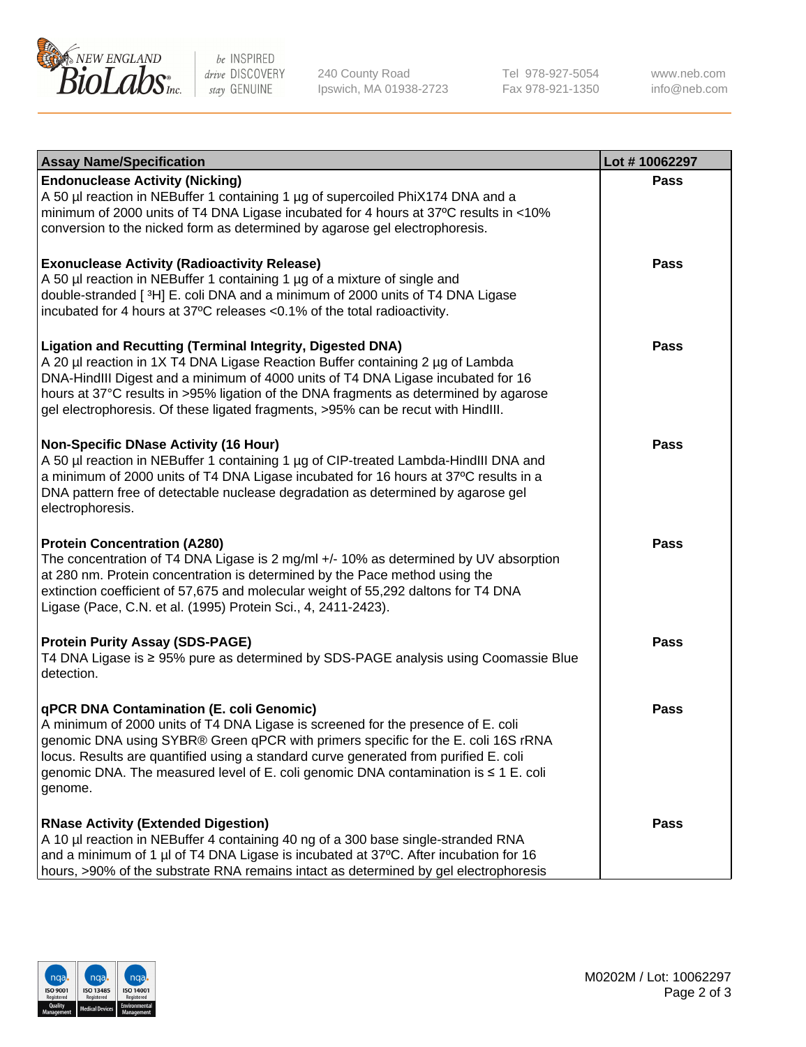| Assay Name/Specification | Lot # 10062297 |
|---|---|
| **Endonuclease Activity (Nicking)**<br>A 50 µl reaction in NEBuffer 1 containing 1 µg of supercoiled PhiX174 DNA and a minimum of 2000 units of T4 DNA Ligase incubated for 4 hours at 37ºC results in <10% conversion to the nicked form as determined by agarose gel electrophoresis. | Pass |
| **Exonuclease Activity (Radioactivity Release)**<br>A 50 µl reaction in NEBuffer 1 containing 1 µg of a mixture of single and double-stranded [ $^3$H] E. coli DNA and a minimum of 2000 units of T4 DNA Ligase incubated for 4 hours at 37ºC releases <0.1% of the total radioactivity. | Pass |
| **Ligation and Recutting (Terminal Integrity, Digested DNA)**<br>A 20 µl reaction in 1X T4 DNA Ligase Reaction Buffer containing 2 µg of Lambda DNA-HindIII Digest and a minimum of 4000 units of T4 DNA Ligase incubated for 16 hours at 37°C results in >95% ligation of the DNA fragments as determined by agarose gel electrophoresis. Of these ligated fragments, >95% can be recut with HindIII. | Pass |
| **Non-Specific DNase Activity (16 Hour)**<br>A 50 µl reaction in NEBuffer 1 containing 1 µg of CIP-treated Lambda-HindIII DNA and a minimum of 2000 units of T4 DNA Ligase incubated for 16 hours at 37ºC results in a DNA pattern free of detectable nuclease degradation as determined by agarose gel electrophoresis. | Pass |
| **Protein Concentration (A280)**<br>The concentration of T4 DNA Ligase is 2 mg/ml +/- 10% as determined by UV absorption at 280 nm. Protein concentration is determined by the Pace method using the extinction coefficient of 57,675 and molecular weight of 55,292 daltons for T4 DNA Ligase (Pace, C.N. et al. (1995) Protein Sci., 4, 2411-2423). | Pass |
| **Protein Purity Assay (SDS-PAGE)**<br>T4 DNA Ligase is ≥ 95% pure as determined by SDS-PAGE analysis using Coomassie Blue detection. | Pass |
| **qPCR DNA Contamination (E. coli Genomic)**<br>A minimum of 2000 units of T4 DNA Ligase is screened for the presence of E. coli genomic DNA using SYBR® Green qPCR with primers specific for the E. coli 16S rRNA locus. Results are quantified using a standard curve generated from purified E. coli genomic DNA. The measured level of E. coli genomic DNA contamination is ≤ 1 E. coli genome. | Pass |
| **RNase Activity (Extended Digestion)**<br>A 10 µl reaction in NEBuffer 4 containing 40 ng of a 300 base single-stranded RNA and a minimum of 1 µl of T4 DNA Ligase is incubated at 37ºC. After incubation for 16 hours, >90% of the substrate RNA remains intact as determined by gel electrophoresis | Pass |

M0202M / Lot: 10062297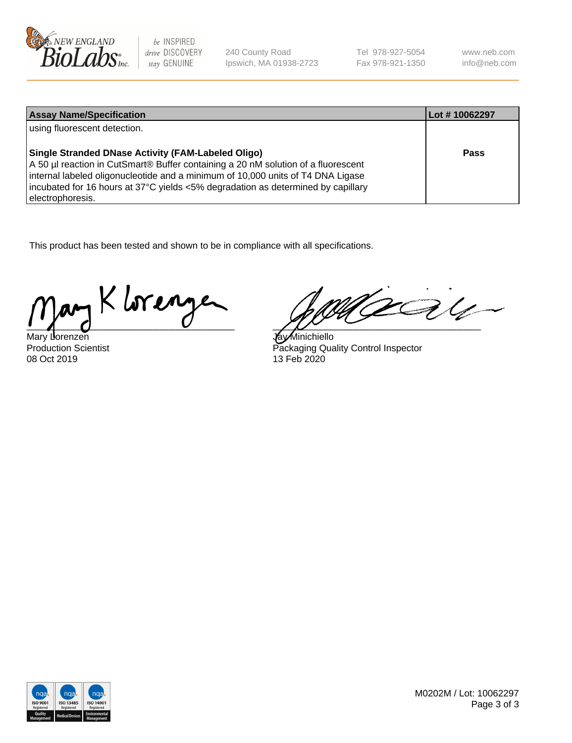| Assay Name/Specification | Lot # 10062297 |
|---|---|
| using fluorescent detection. | |
| **Single Stranded DNase Activity (FAM-Labeled Oligo)**<br>A 50 µl reaction in CutSmart® Buffer containing a 20 nM solution of a fluorescent internal labeled oligonucleotide and a minimum of 10,000 units of T4 DNA Ligase incubated for 16 hours at 37°C yields <5% degradation as determined by capillary electrophoresis. | **Pass** |

This product has been tested and shown to be in compliance with all specifications.

Mary Lorenzen
Production Scientist
08 Oct 2019

Jay Minichiello
Packaging Quality Control Inspector
13 Feb 2020

M0202M / Lot: 10062297